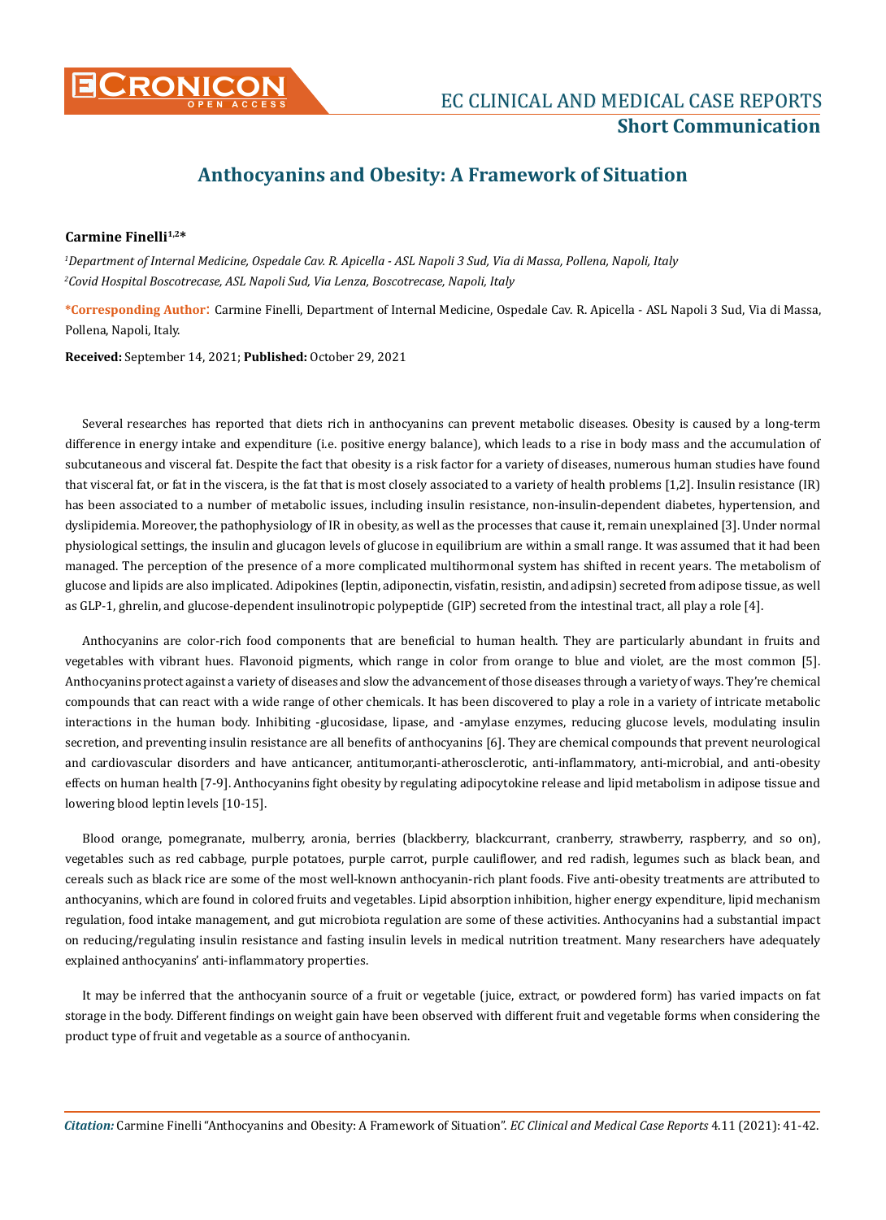# Anthocyanins and Obesity: A Framework of Situation

**Carmine Finelli[1,2]***

*[1]Department of Internal Medicine, Ospedale Cav. R. Apicella - ASL Napoli 3 Sud, Via di Massa, Pollena, Napoli, Italy*
*[2]Covid Hospital Boscotrecase, ASL Napoli Sud, Via Lenza, Boscotrecase, Napoli, Italy*

**\*Corresponding Author:** Carmine Finelli, Department of Internal Medicine, Ospedale Cav. R. Apicella - ASL Napoli 3 Sud, Via di Massa, Pollena, Napoli, Italy.

**Received:** September 14, 2021; **Published:** October 29, 2021

Several researches has reported that diets rich in anthocyanins can prevent metabolic diseases. Obesity is caused by a long-term difference in energy intake and expenditure (i.e. positive energy balance), which leads to a rise in body mass and the accumulation of subcutaneous and visceral fat. Despite the fact that obesity is a risk factor for a variety of diseases, numerous human studies have found that visceral fat, or fat in the viscera, is the fat that is most closely associated to a variety of health problems [1,2]. Insulin resistance (IR) has been associated to a number of metabolic issues, including insulin resistance, non-insulin-dependent diabetes, hypertension, and dyslipidemia. Moreover, the pathophysiology of IR in obesity, as well as the processes that cause it, remain unexplained [3]. Under normal physiological settings, the insulin and glucagon levels of glucose in equilibrium are within a small range. It was assumed that it had been managed. The perception of the presence of a more complicated multihormonal system has shifted in recent years. The metabolism of glucose and lipids are also implicated. Adipokines (leptin, adiponectin, visfatin, resistin, and adipsin) secreted from adipose tissue, as well as GLP-1, ghrelin, and glucose-dependent insulinotropic polypeptide (GIP) secreted from the intestinal tract, all play a role [4].

Anthocyanins are color-rich food components that are beneficial to human health. They are particularly abundant in fruits and vegetables with vibrant hues. Flavonoid pigments, which range in color from orange to blue and violet, are the most common [5]. Anthocyanins protect against a variety of diseases and slow the advancement of those diseases through a variety of ways. They're chemical compounds that can react with a wide range of other chemicals. It has been discovered to play a role in a variety of intricate metabolic interactions in the human body. Inhibiting -glucosidase, lipase, and -amylase enzymes, reducing glucose levels, modulating insulin secretion, and preventing insulin resistance are all benefits of anthocyanins [6]. They are chemical compounds that prevent neurological and cardiovascular disorders and have anticancer, antitumor,anti-atherosclerotic, anti-inflammatory, anti-microbial, and anti-obesity effects on human health [7-9]. Anthocyanins fight obesity by regulating adipocytokine release and lipid metabolism in adipose tissue and lowering blood leptin levels [10-15].

Blood orange, pomegranate, mulberry, aronia, berries (blackberry, blackcurrant, cranberry, strawberry, raspberry, and so on), vegetables such as red cabbage, purple potatoes, purple carrot, purple cauliflower, and red radish, legumes such as black bean, and cereals such as black rice are some of the most well-known anthocyanin-rich plant foods. Five anti-obesity treatments are attributed to anthocyanins, which are found in colored fruits and vegetables. Lipid absorption inhibition, higher energy expenditure, lipid mechanism regulation, food intake management, and gut microbiota regulation are some of these activities. Anthocyanins had a substantial impact on reducing/regulating insulin resistance and fasting insulin levels in medical nutrition treatment. Many researchers have adequately explained anthocyanins' anti-inflammatory properties.

It may be inferred that the anthocyanin source of a fruit or vegetable (juice, extract, or powdered form) has varied impacts on fat storage in the body. Different findings on weight gain have been observed with different fruit and vegetable forms when considering the product type of fruit and vegetable as a source of anthocyanin.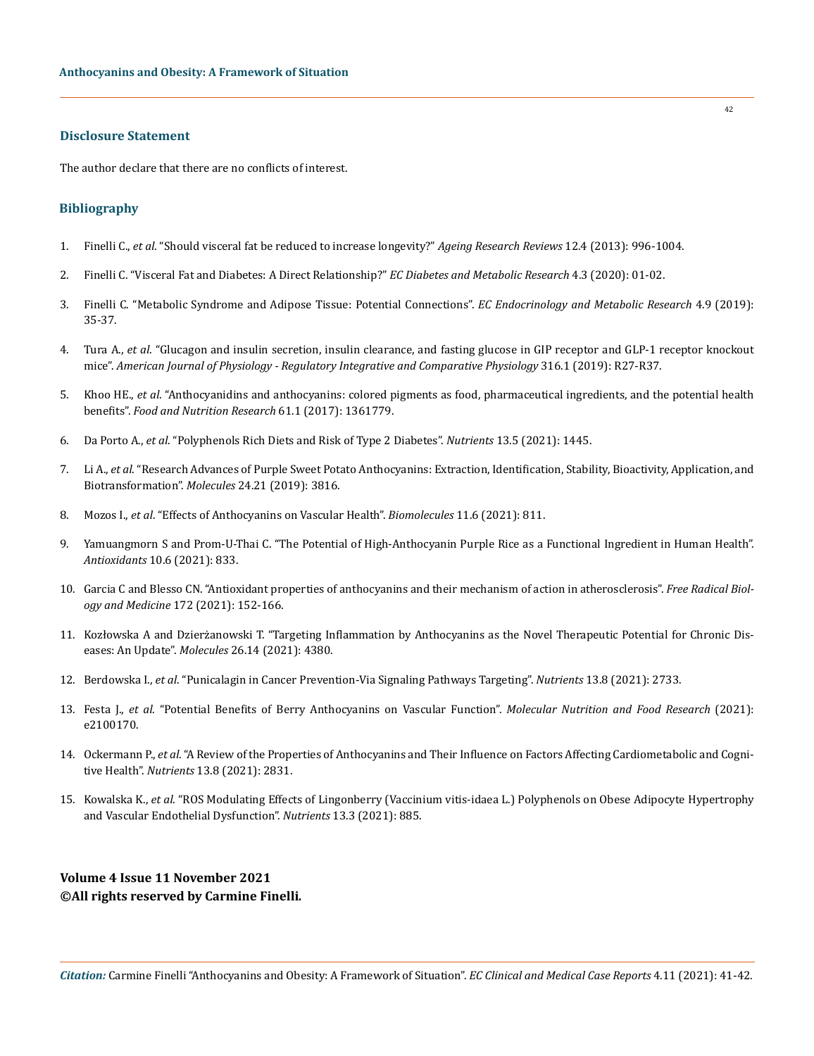## Disclosure Statement

The author declare that there are no conflicts of interest.

## Bibliography

1. Finelli C., *et al*. "Should visceral fat be reduced to increase longevity?" *Ageing Research Reviews* 12.4 (2013): 996-1004.
2. Finelli C. "Visceral Fat and Diabetes: A Direct Relationship?" *EC Diabetes and Metabolic Research* 4.3 (2020): 01-02.
3. Finelli C. "Metabolic Syndrome and Adipose Tissue: Potential Connections". *EC Endocrinology and Metabolic Research* 4.9 (2019): 35-37.
4. Tura A., *et al*. "Glucagon and insulin secretion, insulin clearance, and fasting glucose in GIP receptor and GLP-1 receptor knockout mice". *American Journal of Physiology - Regulatory Integrative and Comparative Physiology* 316.1 (2019): R27-R37.
5. Khoo HE., *et al*. "Anthocyanidins and anthocyanins: colored pigments as food, pharmaceutical ingredients, and the potential health benefits". *Food and Nutrition Research* 61.1 (2017): 1361779.
6. Da Porto A., *et al*. "Polyphenols Rich Diets and Risk of Type 2 Diabetes". *Nutrients* 13.5 (2021): 1445.
7. Li A., *et al*. "Research Advances of Purple Sweet Potato Anthocyanins: Extraction, Identification, Stability, Bioactivity, Application, and Biotransformation". *Molecules* 24.21 (2019): 3816.
8. Mozos I., *et al*. "Effects of Anthocyanins on Vascular Health". *Biomolecules* 11.6 (2021): 811.
9. Yamuangmorn S and Prom-U-Thai C. "The Potential of High-Anthocyanin Purple Rice as a Functional Ingredient in Human Health". *Antioxidants* 10.6 (2021): 833.
10. Garcia C and Blesso CN. "Antioxidant properties of anthocyanins and their mechanism of action in atherosclerosis". *Free Radical Biology and Medicine* 172 (2021): 152-166.
11. Kozłowska A and Dzierżanowski T. "Targeting Inflammation by Anthocyanins as the Novel Therapeutic Potential for Chronic Diseases: An Update". *Molecules* 26.14 (2021): 4380.
12. Berdowska I., *et al*. "Punicalagin in Cancer Prevention-Via Signaling Pathways Targeting". *Nutrients* 13.8 (2021): 2733.
13. Festa J., *et al*. "Potential Benefits of Berry Anthocyanins on Vascular Function". *Molecular Nutrition and Food Research* (2021): e2100170.
14. Ockermann P., *et al*. "A Review of the Properties of Anthocyanins and Their Influence on Factors Affecting Cardiometabolic and Cognitive Health". *Nutrients* 13.8 (2021): 2831.
15. Kowalska K., *et al*. "ROS Modulating Effects of Lingonberry (Vaccinium vitis-idaea L.) Polyphenols on Obese Adipocyte Hypertrophy and Vascular Endothelial Dysfunction". *Nutrients* 13.3 (2021): 885.

**Volume 4 Issue 11 November 2021**
**©All rights reserved by Carmine Finelli.**